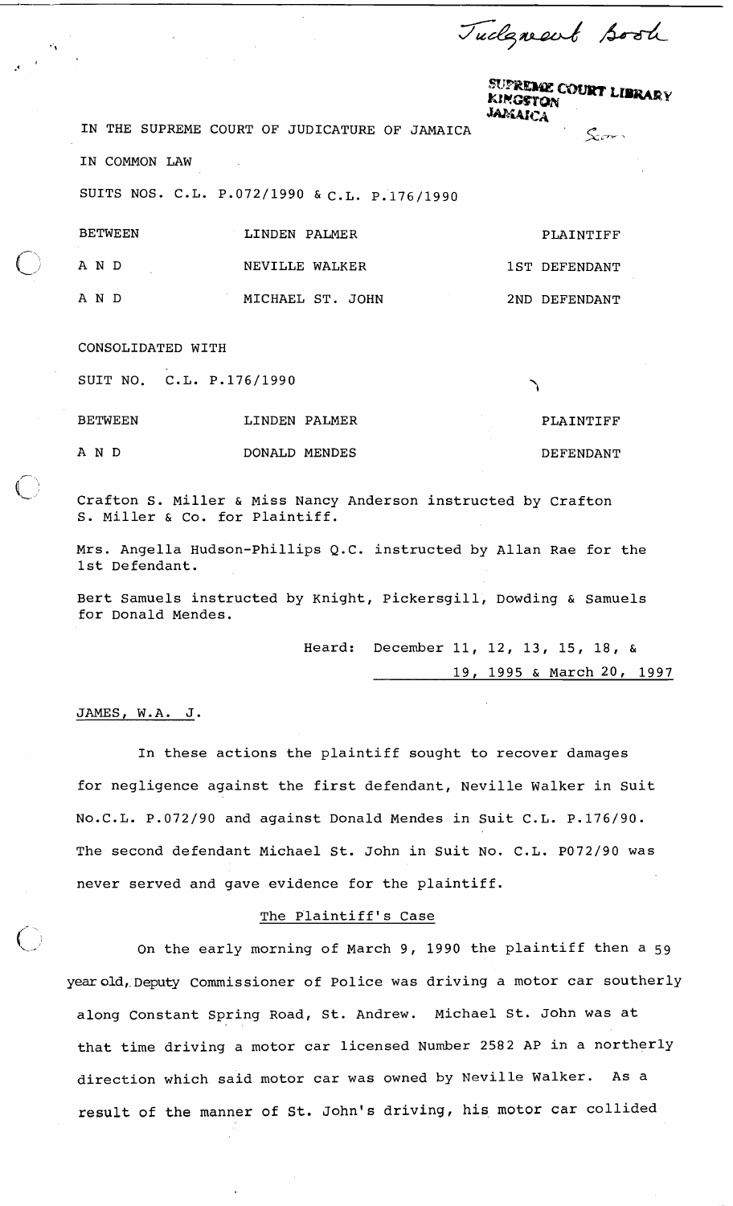Judgment Book

SUPREME COURT LIBRARY
KINGSTON
JAMAICA

IN THE SUPREME COURT OF JUDICATURE OF JAMAICA

IN COMMON LAW

SUITS NOS. C.L. P.072/1990 & C.L. P.176/1990

| | | |
|---|---|---|
| BETWEEN | LINDEN PALMER | PLAINTIFF |
| A N D | NEVILLE WALKER | 1ST DEFENDANT |
| A N D | MICHAEL ST. JOHN | 2ND DEFENDANT |

CONSOLIDATED WITH

SUIT NO. C.L. P.176/1990

| | | |
|---|---|---|
| BETWEEN | LINDEN PALMER | PLAINTIFF |
| A N D | DONALD MENDES | DEFENDANT |

Crafton S. Miller & Miss Nancy Anderson instructed by Crafton S. Miller & Co. for Plaintiff.

Mrs. Angella Hudson-Phillips Q.C. instructed by Allan Rae for the 1st Defendant.

Bert Samuels instructed by Knight, Pickersgill, Dowding & Samuels for Donald Mendes.

Heard: December 11, 12, 13, 15, 18, & 19, 1995 & March 20, 1997

JAMES, W.A. J.

In these actions the plaintiff sought to recover damages for negligence against the first defendant, Neville Walker in Suit No.C.L. P.072/90 and against Donald Mendes in Suit C.L. P.176/90. The second defendant Michael St. John in Suit No. C.L. P072/90 was never served and gave evidence for the plaintiff.

## The Plaintiff's Case

On the early morning of March 9, 1990 the plaintiff then a 59 year old, Deputy Commissioner of Police was driving a motor car southerly along Constant Spring Road, St. Andrew. Michael St. John was at that time driving a motor car licensed Number 2582 AP in a northerly direction which said motor car was owned by Neville Walker. As a result of the manner of St. John's driving, his motor car collided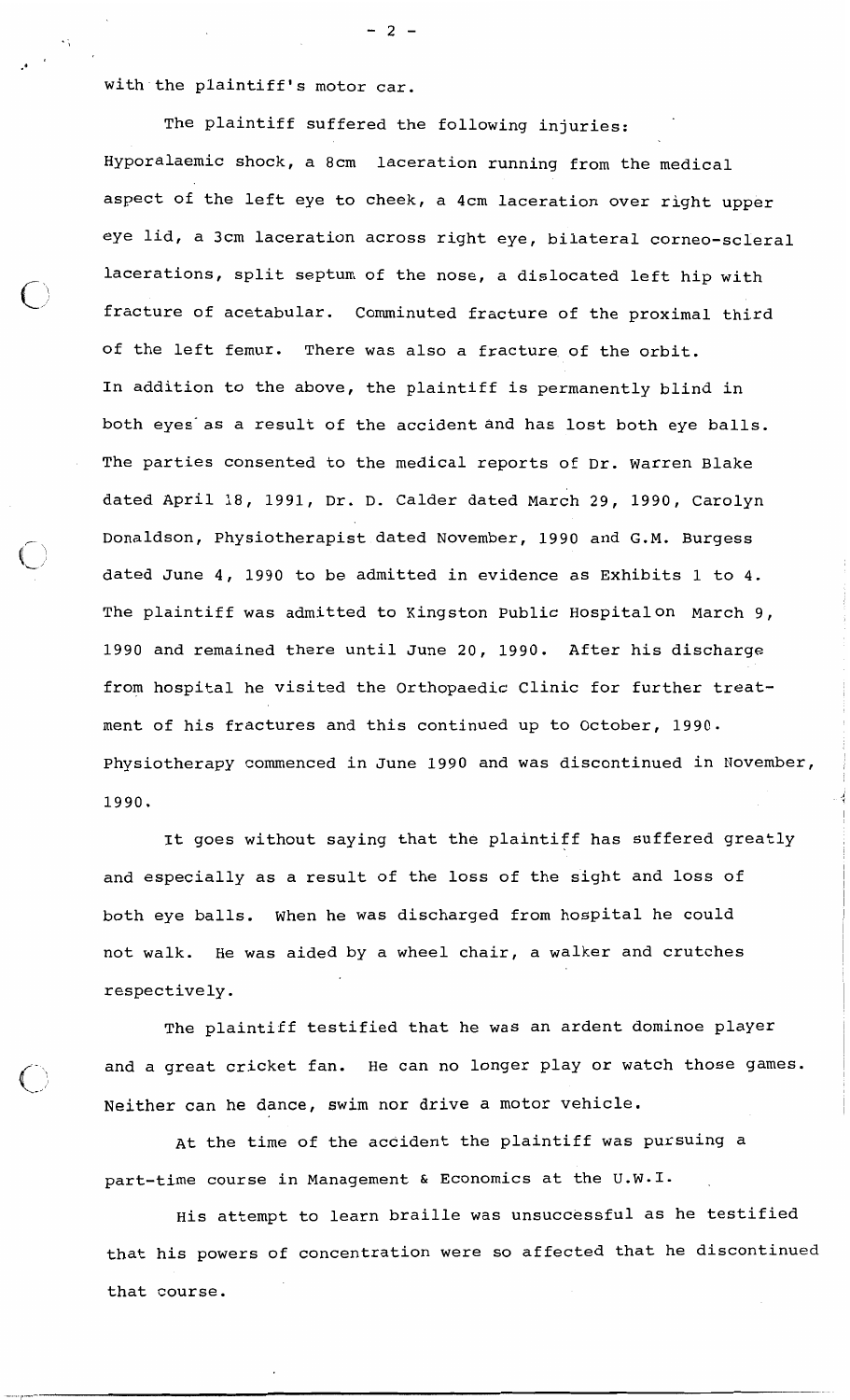with the plaintiff's motor car.

The plaintiff suffered the following injuries: Hyporalaemic shock, a 8cm laceration running from the medical aspect of the left eye to cheek, a 4cm laceration over right upper eye lid, a 3cm laceration across right eye, bilateral corneo-scleral lacerations, split septum of the nose, a dislocated left hip with fracture of acetabular. Comminuted fracture of the proximal third of the left femur. There was also a fracture of the orbit. In addition to the above, the plaintiff is permanently blind in both eyes as a result of the accident and has lost both eye balls. The parties consented to the medical reports of Dr. Warren Blake dated April 18, 1991, Dr. D. Calder dated March 29, 1990, Carolyn Donaldson, Physiotherapist dated November, 1990 and G.M. Burgess dated June 4, 1990 to be admitted in evidence as Exhibits 1 to 4. The plaintiff was admitted to Kingston Public Hospital on March 9, 1990 and remained there until June 20, 1990. After his discharge from hospital he visited the Orthopaedic Clinic for further treatment of his fractures and this continued up to October, 1990. Physiotherapy commenced in June 1990 and was discontinued in November, 1990.

It goes without saying that the plaintiff has suffered greatly and especially as a result of the loss of the sight and loss of both eye balls. When he was discharged from hospital he could not walk. He was aided by a wheel chair, a walker and crutches respectively.

The plaintiff testified that he was an ardent dominoe player and a great cricket fan. He can no longer play or watch those games. Neither can he dance, swim nor drive a motor vehicle.

At the time of the accident the plaintiff was pursuing a part-time course in Management & Economics at the U.W.I.

His attempt to learn braille was unsuccessful as he testified that his powers of concentration were so affected that he discontinued that course.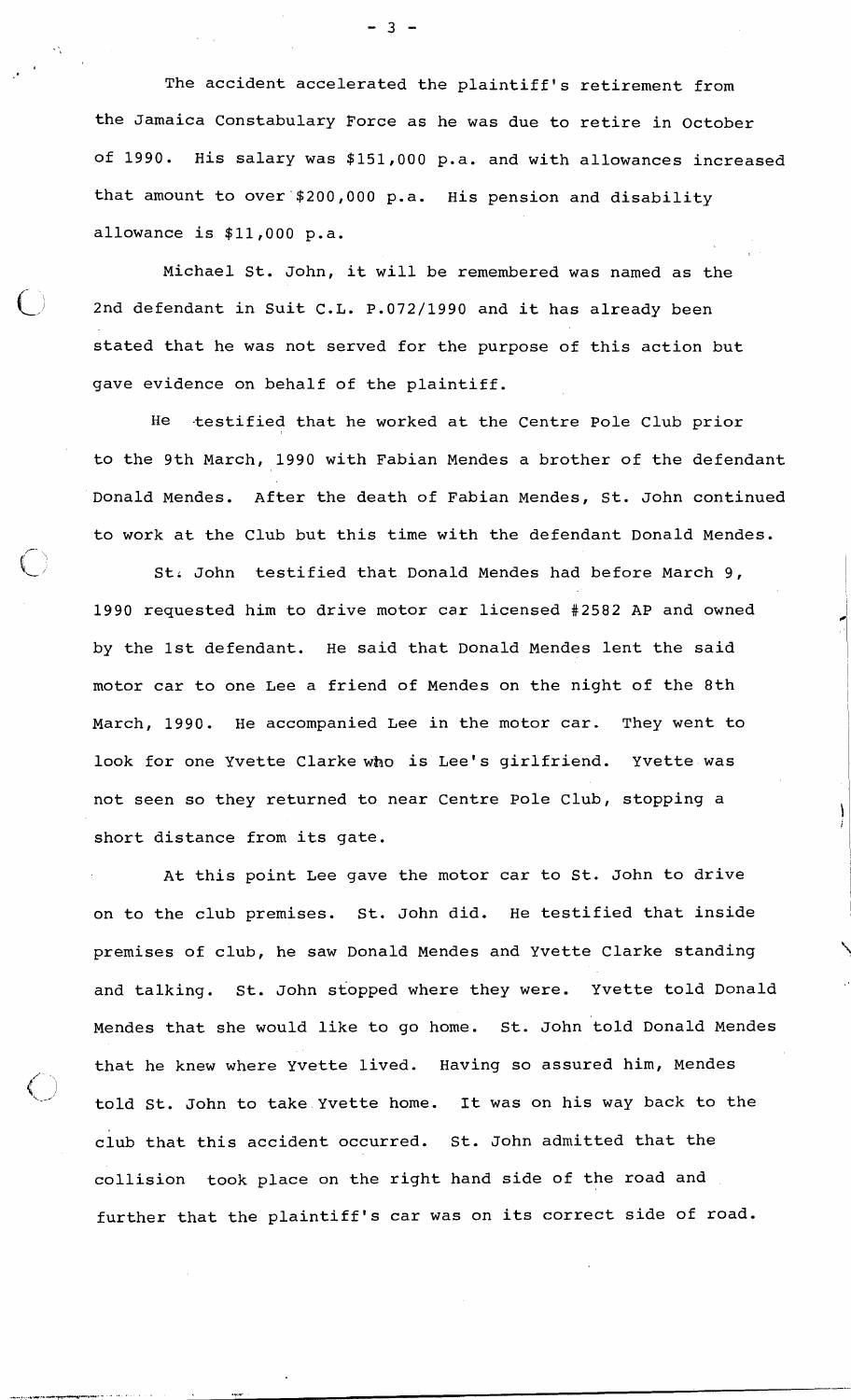The accident accelerated the plaintiff's retirement from the Jamaica Constabulary Force as he was due to retire in October of 1990. His salary was $151,000 p.a. and with allowances increased that amount to over $200,000 p.a. His pension and disability allowance is $11,000 p.a.

Michael St. John, it will be remembered was named as the 2nd defendant in Suit C.L. P.072/1990 and it has already been stated that he was not served for the purpose of this action but gave evidence on behalf of the plaintiff.

He testified that he worked at the Centre Pole Club prior to the 9th March, 1990 with Fabian Mendes a brother of the defendant Donald Mendes. After the death of Fabian Mendes, St. John continued to work at the Club but this time with the defendant Donald Mendes.

St. John testified that Donald Mendes had before March 9, 1990 requested him to drive motor car licensed #2582 AP and owned by the 1st defendant. He said that Donald Mendes lent the said motor car to one Lee a friend of Mendes on the night of the 8th March, 1990. He accompanied Lee in the motor car. They went to look for one Yvette Clarke who is Lee's girlfriend. Yvette was not seen so they returned to near Centre Pole Club, stopping a short distance from its gate.

At this point Lee gave the motor car to St. John to drive on to the club premises. St. John did. He testified that inside premises of club, he saw Donald Mendes and Yvette Clarke standing and talking. St. John stopped where they were. Yvette told Donald Mendes that she would like to go home. St. John told Donald Mendes that he knew where Yvette lived. Having so assured him, Mendes told St. John to take Yvette home. It was on his way back to the club that this accident occurred. St. John admitted that the collision took place on the right hand side of the road and further that the plaintiff's car was on its correct side of road.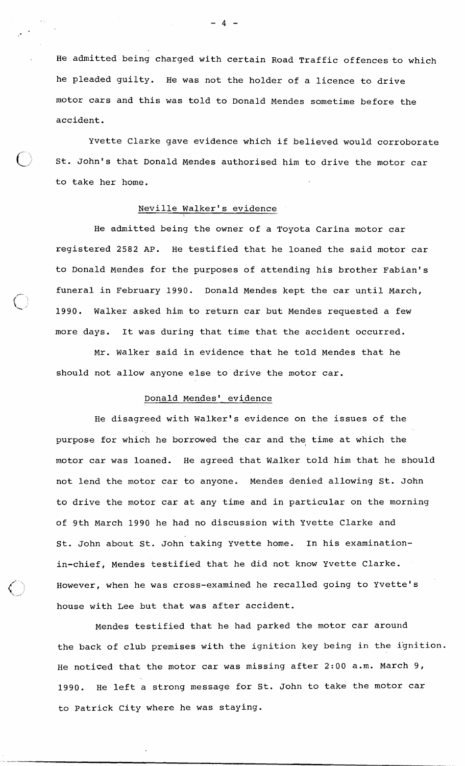He admitted being charged with certain Road Traffic offences to which he pleaded guilty. He was not the holder of a licence to drive motor cars and this was told to Donald Mendes sometime before the accident.

Yvette Clarke gave evidence which if believed would corroborate St. John's that Donald Mendes authorised him to drive the motor car to take her home.

## Neville Walker's evidence

He admitted being the owner of a Toyota Carina motor car registered 2582 AP. He testified that he loaned the said motor car to Donald Mendes for the purposes of attending his brother Fabian's funeral in February 1990. Donald Mendes kept the car until March, 1990. Walker asked him to return car but Mendes requested a few more days. It was during that time that the accident occurred.

Mr. Walker said in evidence that he told Mendes that he should not allow anyone else to drive the motor car.

## Donald Mendes' evidence

He disagreed with Walker's evidence on the issues of the purpose for which he borrowed the car and the time at which the motor car was loaned. He agreed that Walker told him that he should not lend the motor car to anyone. Mendes denied allowing St. John to drive the motor car at any time and in particular on the morning of 9th March 1990 he had no discussion with Yvette Clarke and St. John about St. John taking Yvette home. In his examination-in-chief, Mendes testified that he did not know Yvette Clarke. However, when he was cross-examined he recalled going to Yvette's house with Lee but that was after accident.

Mendes testified that he had parked the motor car around the back of club premises with the ignition key being in the ignition. He noticed that the motor car was missing after 2:00 a.m. March 9, 1990. He left a strong message for St. John to take the motor car to Patrick City where he was staying.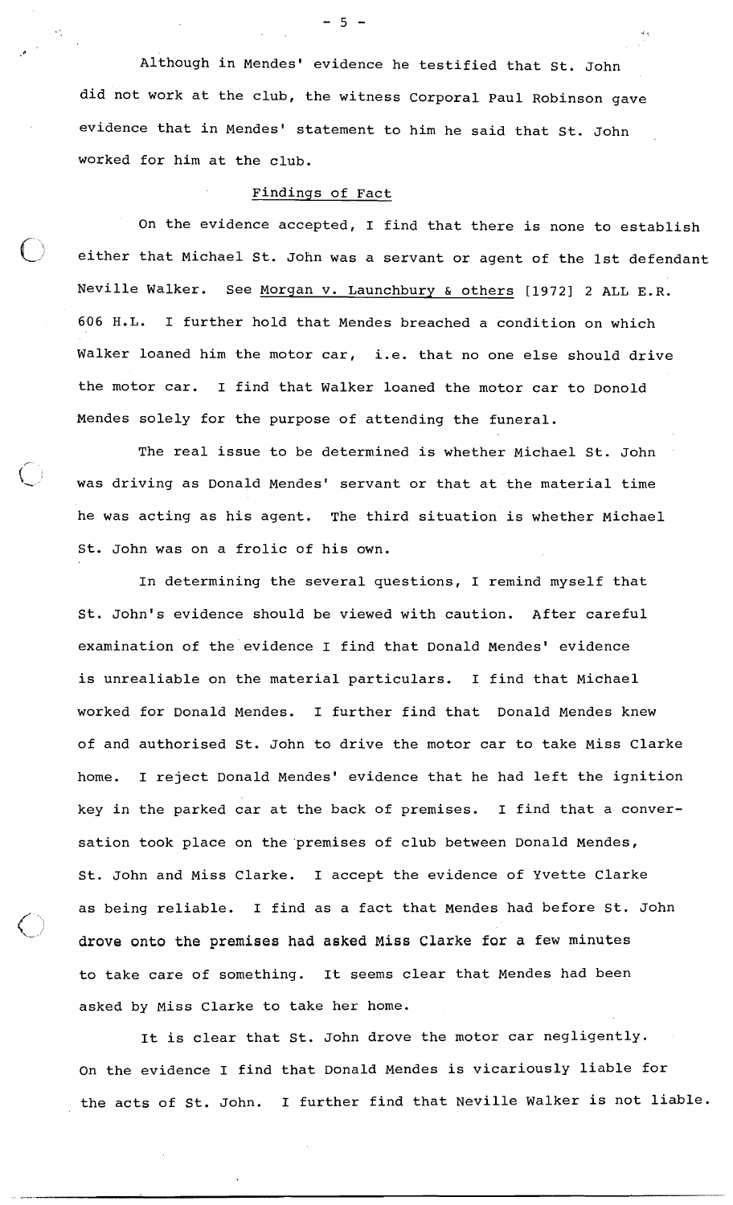Although in Mendes' evidence he testified that St. John did not work at the club, the witness Corporal Paul Robinson gave evidence that in Mendes' statement to him he said that St. John worked for him at the club.

## Findings of Fact

On the evidence accepted, I find that there is none to establish either that Michael St. John was a servant or agent of the 1st defendant Neville Walker. See Morgan v. Launchbury & others [1972] 2 ALL E.R. 606 H.L. I further hold that Mendes breached a condition on which Walker loaned him the motor car, i.e. that no one else should drive the motor car. I find that Walker loaned the motor car to Donold Mendes solely for the purpose of attending the funeral.

The real issue to be determined is whether Michael St. John was driving as Donald Mendes' servant or that at the material time he was acting as his agent. The third situation is whether Michael St. John was on a frolic of his own.

In determining the several questions, I remind myself that St. John's evidence should be viewed with caution. After careful examination of the evidence I find that Donald Mendes' evidence is unrealiable on the material particulars. I find that Michael worked for Donald Mendes. I further find that Donald Mendes knew of and authorised St. John to drive the motor car to take Miss Clarke home. I reject Donald Mendes' evidence that he had left the ignition key in the parked car at the back of premises. I find that a conversation took place on the premises of club between Donald Mendes, St. John and Miss Clarke. I accept the evidence of Yvette Clarke as being reliable. I find as a fact that Mendes had before St. John drove onto the premises had asked Miss Clarke for a few minutes to take care of something. It seems clear that Mendes had been asked by Miss Clarke to take her home.

It is clear that St. John drove the motor car negligently. On the evidence I find that Donald Mendes is vicariously liable for the acts of St. John. I further find that Neville Walker is not liable.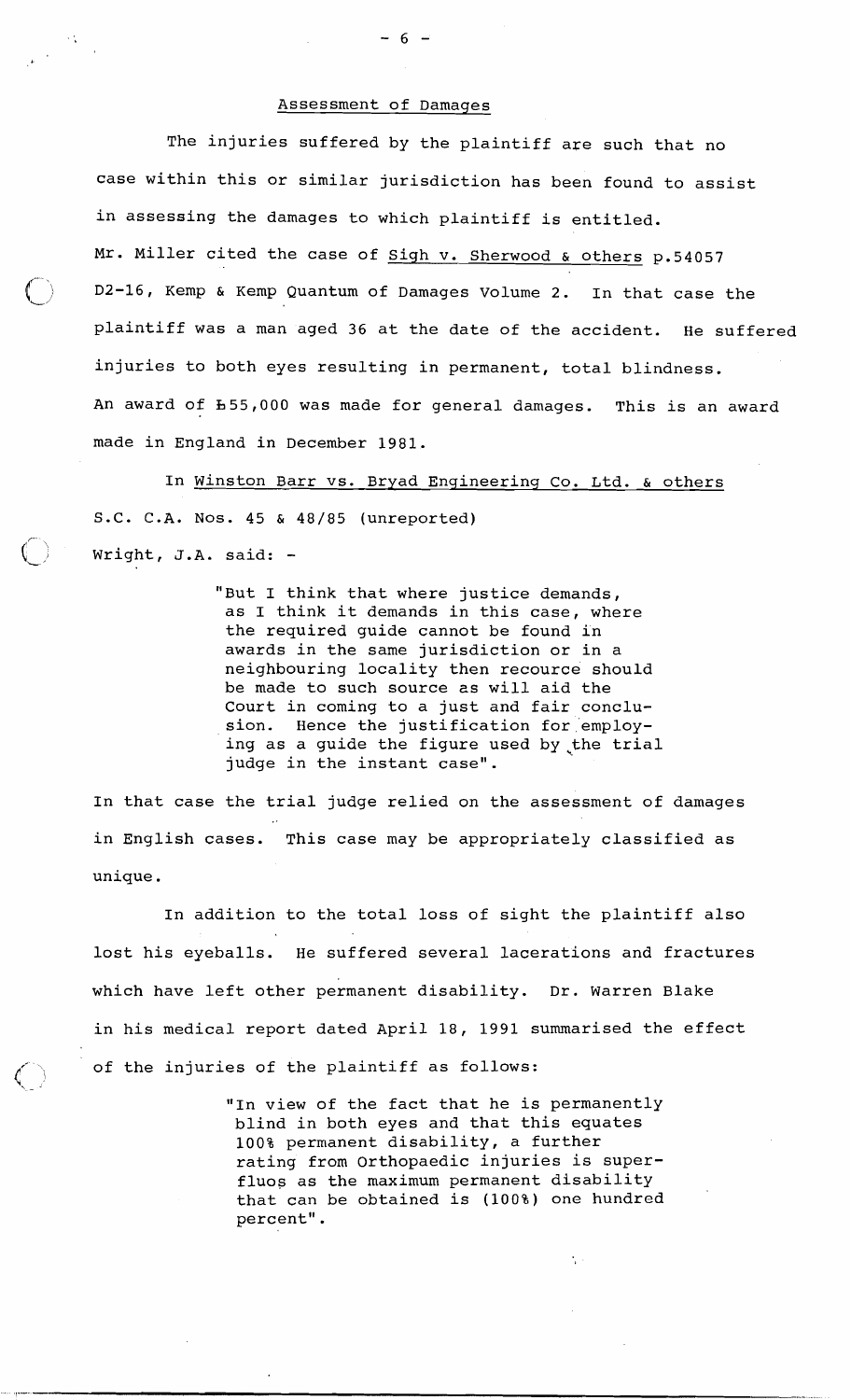## Assessment of Damages

The injuries suffered by the plaintiff are such that no case within this or similar jurisdiction has been found to assist in assessing the damages to which plaintiff is entitled. Mr. Miller cited the case of Sigh v. Sherwood & others p.54057 D2-16, Kemp & Kemp Quantum of Damages Volume 2. In that case the plaintiff was a man aged 36 at the date of the accident. He suffered injuries to both eyes resulting in permanent, total blindness. An award of ₤55,000 was made for general damages. This is an award made in England in December 1981.

In Winston Barr vs. Bryad Engineering Co. Ltd. & others S.C. C.A. Nos. 45 & 48/85 (unreported) Wright, J.A. said: -

> "But I think that where justice demands, as I think it demands in this case, where the required guide cannot be found in awards in the same jurisdiction or in a neighbouring locality then recource should be made to such source as will aid the Court in coming to a just and fair conclusion. Hence the justification for employing as a guide the figure used by the trial judge in the instant case".

In that case the trial judge relied on the assessment of damages in English cases. This case may be appropriately classified as unique.

In addition to the total loss of sight the plaintiff also lost his eyeballs. He suffered several lacerations and fractures which have left other permanent disability. Dr. Warren Blake in his medical report dated April 18, 1991 summarised the effect of the injuries of the plaintiff as follows:

> "In view of the fact that he is permanently blind in both eyes and that this equates 100% permanent disability, a further rating from Orthopaedic injuries is superfluos as the maximum permanent disability that can be obtained is (100%) one hundred percent".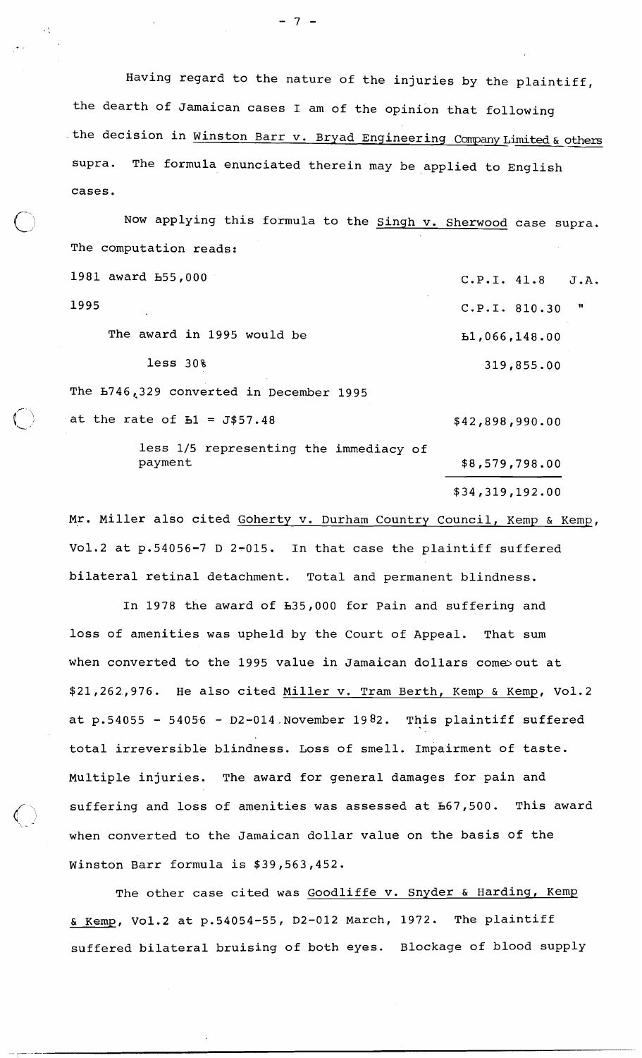Having regard to the nature of the injuries by the plaintiff, the dearth of Jamaican cases I am of the opinion that following the decision in Winston Barr v. Bryad Engineering Company Limited & others supra. The formula enunciated therein may be applied to English cases.

Now applying this formula to the Singh v. Sherwood case supra. The computation reads:

| | |
|---|---|
| 1981 award £55,000 | C.P.I. 41.8 J.A. |
| 1995 | C.P.I. 810.30 " |
| The award in 1995 would be | £1,066,148.00 |
| less 30% | 319,855.00 |
| The £746,329 converted in December 1995 at the rate of £1 = J$57.48 | $42,898,990.00 |
| less 1/5 representing the immediacy of payment | $8,579,798.00 |
| | $34,319,192.00 |

Mr. Miller also cited Goherty v. Durham Country Council, Kemp & Kemp, Vol.2 at p.54056-7 D 2-015. In that case the plaintiff suffered bilateral retinal detachment. Total and permanent blindness.

In 1978 the award of £35,000 for Pain and suffering and loss of amenities was upheld by the Court of Appeal. That sum when converted to the 1995 value in Jamaican dollars comes out at $21,262,976. He also cited Miller v. Tram Berth, Kemp & Kemp, Vol.2 at p.54055 - 54056 - D2-014 November 1982. This plaintiff suffered total irreversible blindness. Loss of smell. Impairment of taste. Multiple injuries. The award for general damages for pain and suffering and loss of amenities was assessed at £67,500. This award when converted to the Jamaican dollar value on the basis of the Winston Barr formula is $39,563,452.

The other case cited was Goodliffe v. Snyder & Harding, Kemp & Kemp, Vol.2 at p.54054-55, D2-012 March, 1972. The plaintiff suffered bilateral bruising of both eyes. Blockage of blood supply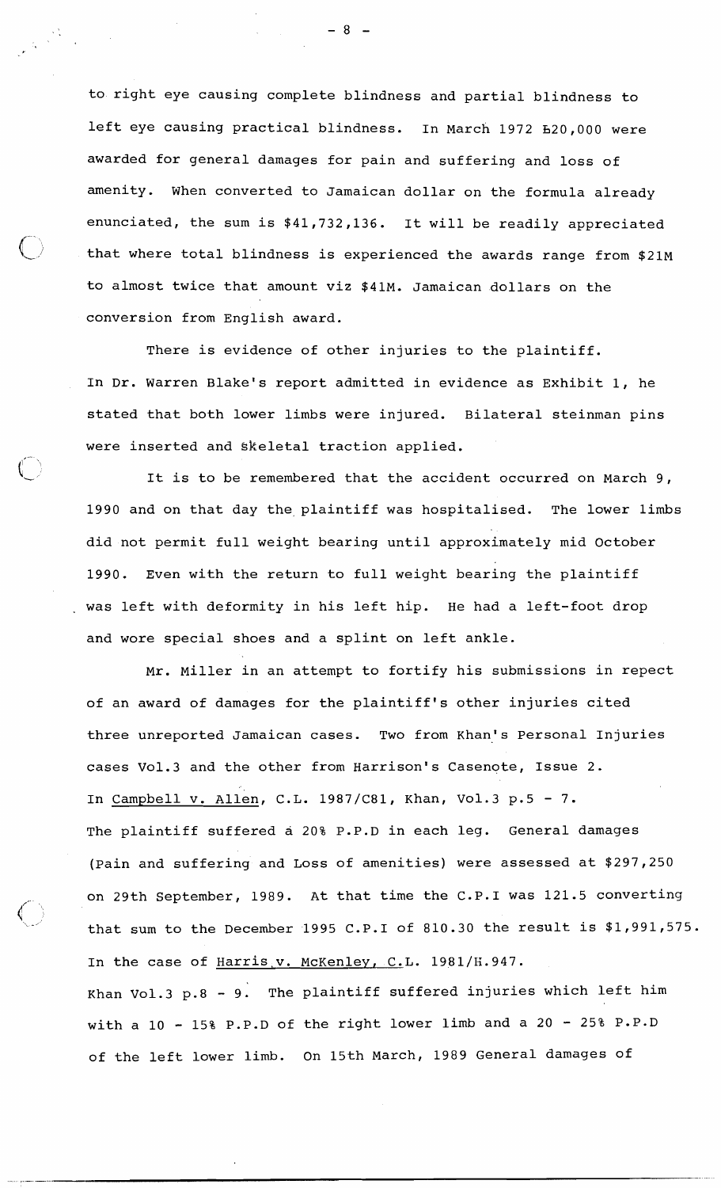to right eye causing complete blindness and partial blindness to left eye causing practical blindness. In March 1972 £20,000 were awarded for general damages for pain and suffering and loss of amenity. When converted to Jamaican dollar on the formula already enunciated, the sum is $41,732,136. It will be readily appreciated that where total blindness is experienced the awards range from $21M to almost twice that amount viz $41M. Jamaican dollars on the conversion from English award.

There is evidence of other injuries to the plaintiff. In Dr. Warren Blake's report admitted in evidence as Exhibit 1, he stated that both lower limbs were injured. Bilateral steinman pins were inserted and skeletal traction applied.

It is to be remembered that the accident occurred on March 9, 1990 and on that day the plaintiff was hospitalised. The lower limbs did not permit full weight bearing until approximately mid October 1990. Even with the return to full weight bearing the plaintiff was left with deformity in his left hip. He had a left-foot drop and wore special shoes and a splint on left ankle.

Mr. Miller in an attempt to fortify his submissions in repect of an award of damages for the plaintiff's other injuries cited three unreported Jamaican cases. Two from Khan's Personal Injuries cases Vol.3 and the other from Harrison's Casenote, Issue 2. In Campbell v. Allen, C.L. 1987/C81, Khan, Vol.3 p.5 - 7. The plaintiff suffered a 20% P.P.D in each leg. General damages (Pain and suffering and Loss of amenities) were assessed at $297,250 on 29th September, 1989. At that time the C.P.I was 121.5 converting that sum to the December 1995 C.P.I of 810.30 the result is $1,991,575. In the case of Harris v. McKenley, C.L. 1981/H.947. Khan Vol.3 p.8 - 9. The plaintiff suffered injuries which left him with a 10 - 15% P.P.D of the right lower limb and a 20 - 25% P.P.D of the left lower limb. On 15th March, 1989 General damages of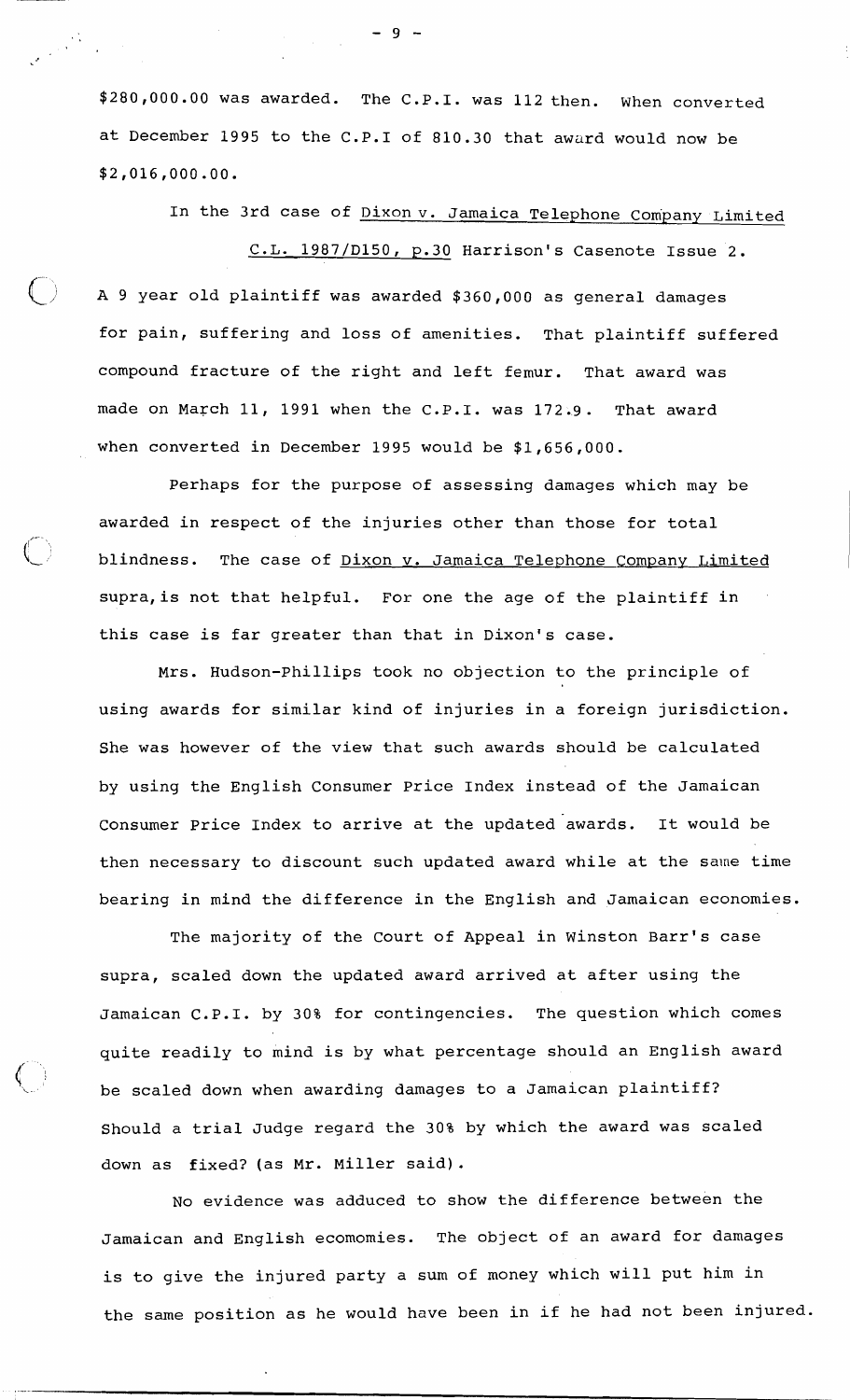$280,000.00 was awarded. The C.P.I. was 112 then. When converted at December 1995 to the C.P.I of 810.30 that award would now be $2,016,000.00.

In the 3rd case of Dixon v. Jamaica Telephone Company Limited C.L. 1987/D150, p.30 Harrison's Casenote Issue 2.

A 9 year old plaintiff was awarded $360,000 as general damages for pain, suffering and loss of amenities. That plaintiff suffered compound fracture of the right and left femur. That award was made on March 11, 1991 when the C.P.I. was 172.9. That award when converted in December 1995 would be $1,656,000.

Perhaps for the purpose of assessing damages which may be awarded in respect of the injuries other than those for total blindness. The case of Dixon v. Jamaica Telephone Company Limited supra, is not that helpful. For one the age of the plaintiff in this case is far greater than that in Dixon's case.

Mrs. Hudson-Phillips took no objection to the principle of using awards for similar kind of injuries in a foreign jurisdiction. She was however of the view that such awards should be calculated by using the English Consumer Price Index instead of the Jamaican Consumer Price Index to arrive at the updated awards. It would be then necessary to discount such updated award while at the same time bearing in mind the difference in the English and Jamaican economies.

The majority of the Court of Appeal in Winston Barr's case supra, scaled down the updated award arrived at after using the Jamaican C.P.I. by 30% for contingencies. The question which comes quite readily to mind is by what percentage should an English award be scaled down when awarding damages to a Jamaican plaintiff? Should a trial Judge regard the 30% by which the award was scaled down as fixed? (as Mr. Miller said).

No evidence was adduced to show the difference between the Jamaican and English ecomomies. The object of an award for damages is to give the injured party a sum of money which will put him in the same position as he would have been in if he had not been injured.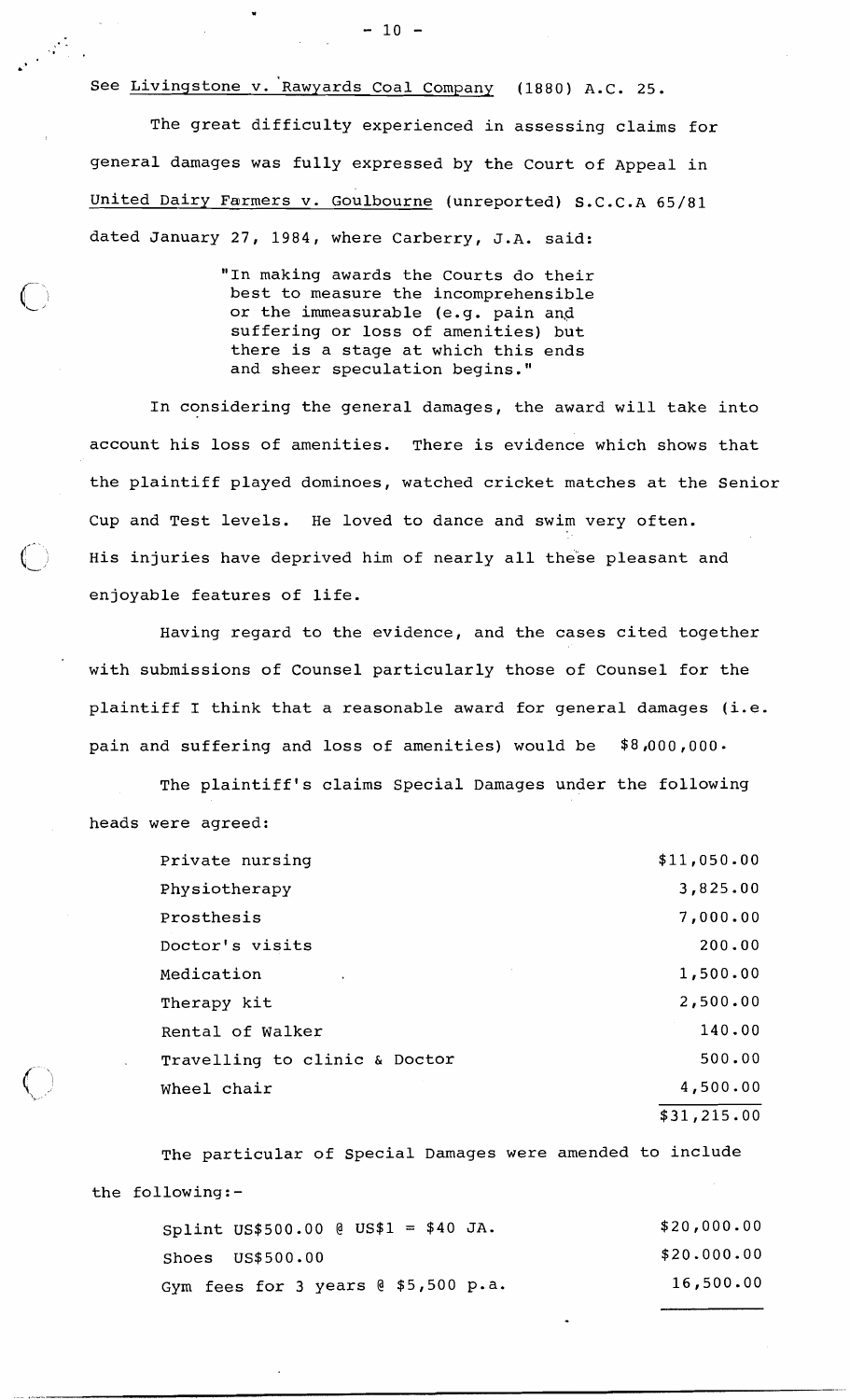See Livingstone v. Rawyards Coal Company (1880) A.C. 25.

The great difficulty experienced in assessing claims for general damages was fully expressed by the Court of Appeal in United Dairy Farmers v. Goulbourne (unreported) S.C.C.A 65/81 dated January 27, 1984, where Carberry, J.A. said:

> "In making awards the Courts do their best to measure the incomprehensible or the immeasurable (e.g. pain and suffering or loss of amenities) but there is a stage at which this ends and sheer speculation begins."

In considering the general damages, the award will take into account his loss of amenities. There is evidence which shows that the plaintiff played dominoes, watched cricket matches at the Senior Cup and Test levels. He loved to dance and swim very often. His injuries have deprived him of nearly all these pleasant and enjoyable features of life.

Having regard to the evidence, and the cases cited together with submissions of Counsel particularly those of Counsel for the plaintiff I think that a reasonable award for general damages (i.e. pain and suffering and loss of amenities) would be $8,000,000.

The plaintiff's claims Special Damages under the following heads were agreed:

| | |
|---|---|
| Private nursing | $11,050.00 |
| Physiotherapy | 3,825.00 |
| Prosthesis | 7,000.00 |
| Doctor's visits | 200.00 |
| Medication | 1,500.00 |
| Therapy kit | 2,500.00 |
| Rental of Walker | 140.00 |
| Travelling to clinic & Doctor | 500.00 |
| Wheel chair | 4,500.00 |
| | $31,215.00 |

The particular of Special Damages were amended to include the following:-

| | |
|---|---|
| Splint US$500.00 @ US$1 = $40 JA. | $20,000.00 |
| Shoes US$500.00 | $20.000.00 |
| Gym fees for 3 years @ $5,500 p.a. | 16,500.00 |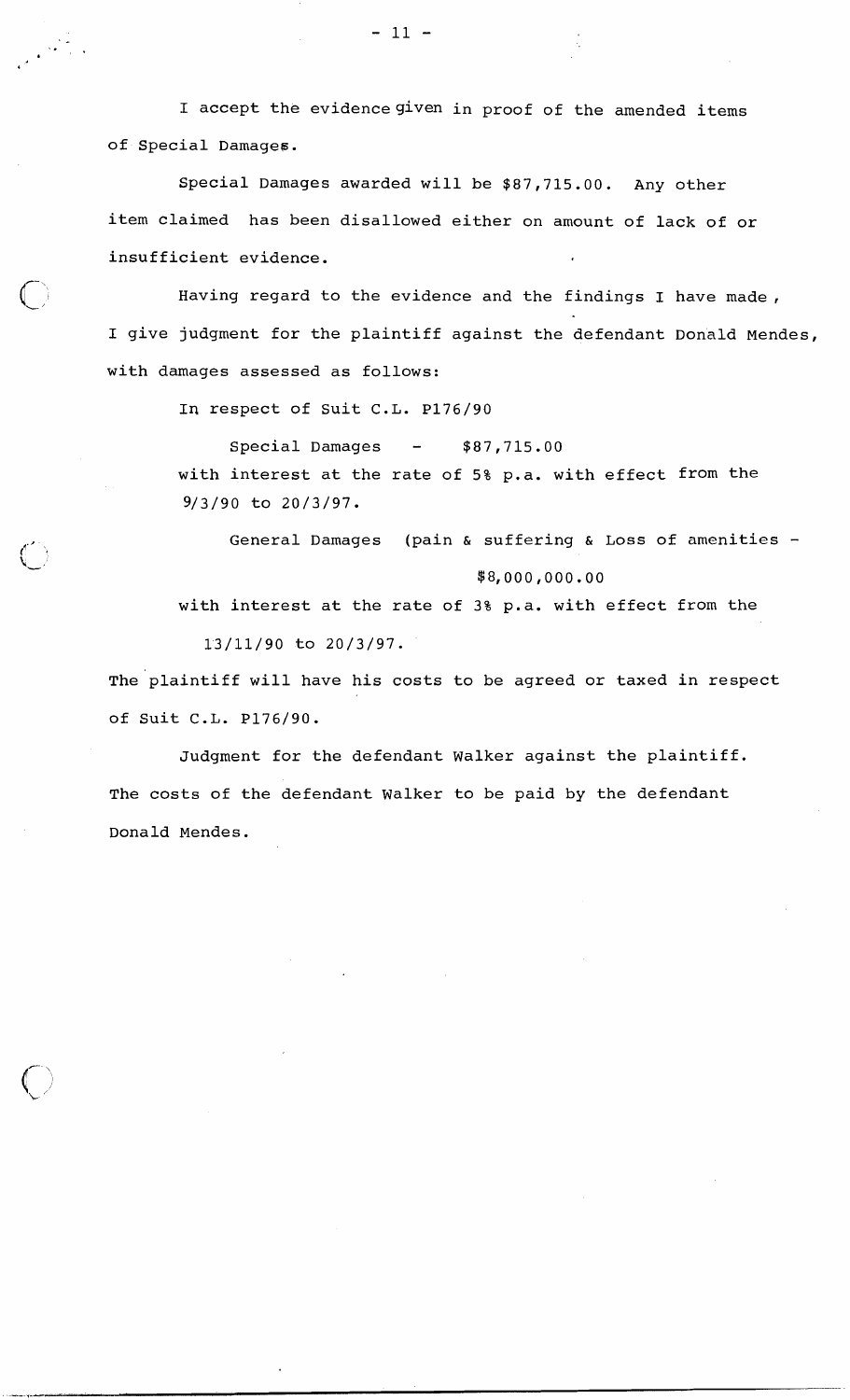I accept the evidence given in proof of the amended items of Special Damages.

Special Damages awarded will be $87,715.00. Any other item claimed has been disallowed either on amount of lack of or insufficient evidence.

Having regard to the evidence and the findings I have made, I give judgment for the plaintiff against the defendant Donald Mendes, with damages assessed as follows:

In respect of Suit C.L. P176/90

Special Damages - $87,715.00

with interest at the rate of 5% p.a. with effect from the 9/3/90 to 20/3/97.

General Damages (pain & suffering & Loss of amenities - $8,000,000.00

with interest at the rate of 3% p.a. with effect from the 13/11/90 to 20/3/97.

The plaintiff will have his costs to be agreed or taxed in respect of Suit C.L. P176/90.

Judgment for the defendant Walker against the plaintiff. The costs of the defendant Walker to be paid by the defendant Donald Mendes.